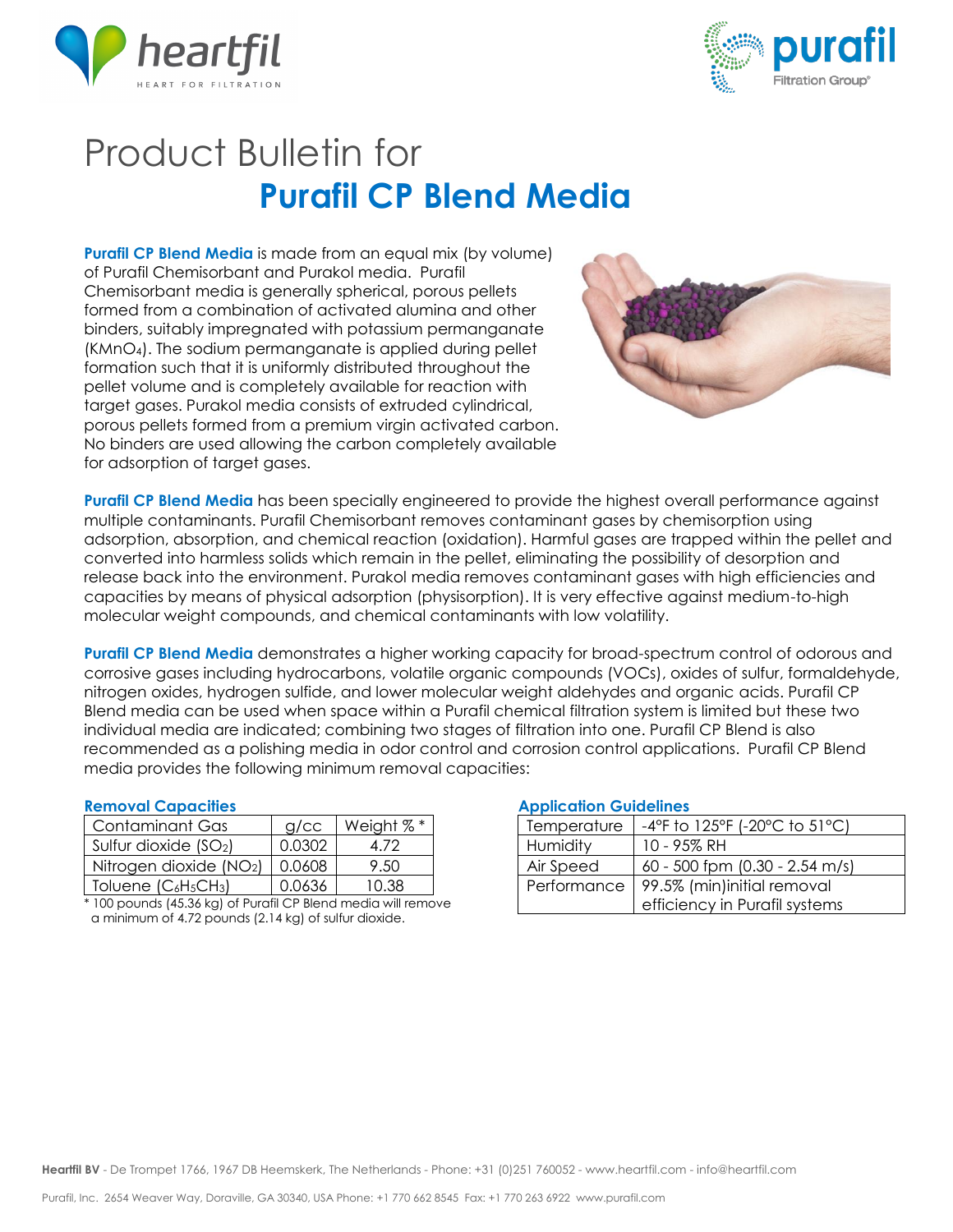# Product Bulletin for

## Purafil CP Blend Media

**Purafil CP Blend Media** is made from an equal mix (by volume) of Purafil Chemisorbant and Purakol media. Purafil Chemisorbant media is generally spherical, porous pellets formed from a combination of activated alumina and other binders, suitably impregnated with potassium permanganate ($KMnO_4$). The sodium permanganate is applied during pellet formation such that it is uniformly distributed throughout the pellet volume and is completely available for reaction with target gases. Purakol media consists of extruded cylindrical, porous pellets formed from a premium virgin activated carbon. No binders are used allowing the carbon completely available for adsorption of target gases.

**Purafil CP Blend Media** has been specially engineered to provide the highest overall performance against multiple contaminants. Purafil Chemisorbant removes contaminant gases by chemisorption using adsorption, absorption, and chemical reaction (oxidation). Harmful gases are trapped within the pellet and converted into harmless solids which remain in the pellet, eliminating the possibility of desorption and release back into the environment. Purakol media removes contaminant gases with high efficiencies and capacities by means of physical adsorption (physisorption). It is very effective against medium-to-high molecular weight compounds, and chemical contaminants with low volatility.

**Purafil CP Blend Media** demonstrates a higher working capacity for broad-spectrum control of odorous and corrosive gases including hydrocarbons, volatile organic compounds (VOCs), oxides of sulfur, formaldehyde, nitrogen oxides, hydrogen sulfide, and lower molecular weight aldehydes and organic acids. Purafil CP Blend media can be used when space within a Purafil chemical filtration system is limited but these two individual media are indicated; combining two stages of filtration into one. Purafil CP Blend is also recommended as a polishing media in odor control and corrosion control applications. Purafil CP Blend media provides the following minimum removal capacities:

### Removal Capacities

| Contaminant Gas | g/cc | Weight % * |
|---|---|---|
| Sulfur dioxide ($SO_2$) | 0.0302 | 4.72 |
| Nitrogen dioxide ($NO_2$) | 0.0608 | 9.50 |
| Toluene ($C_6H_5CH_3$) | 0.0636 | 10.38 |

\* 100 pounds (45.36 kg) of Purafil CP Blend media will remove a minimum of 4.72 pounds (2.14 kg) of sulfur dioxide.

### Application Guidelines

| | |
|---|---|
| Temperature | -4°F to 125°F (-20°C to 51°C) |
| Humidity | 10 - 95% RH |
| Air Speed | 60 - 500 fpm (0.30 - 2.54 m/s) |
| Performance | 99.5% (min)initial removal efficiency in Purafil systems |

**Heartfil BV** - De Trompet 1766, 1967 DB Heemskerk, The Netherlands - Phone: +31 (0)251 760052 - www.heartfil.com - info@heartfil.com

Purafil, Inc. 2654 Weaver Way, Doraville, GA 30340, USA Phone: +1 770 662 8545 Fax: +1 770 263 6922 www.purafil.com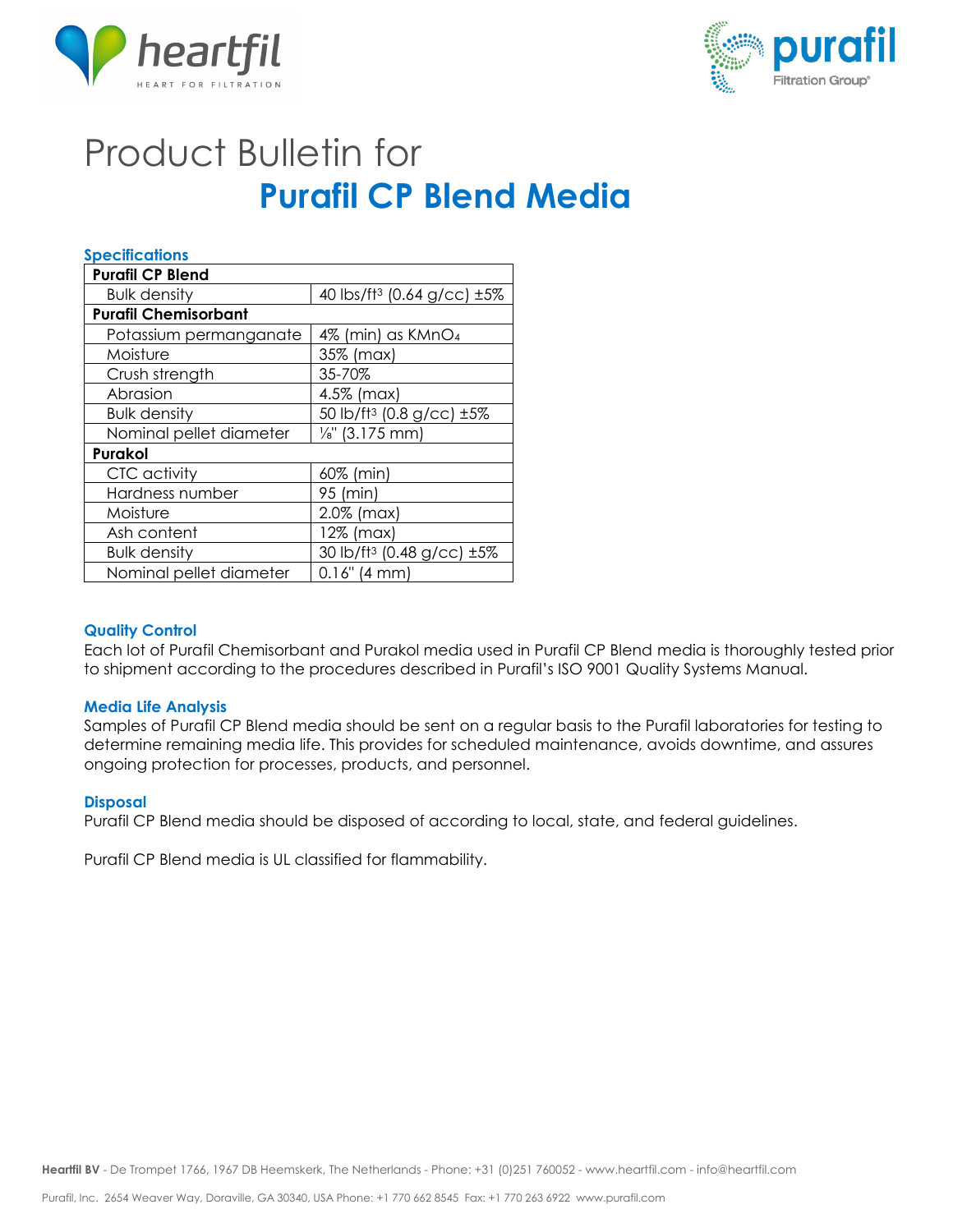# Product Bulletin for

## Purafil CP Blend Media

### Specifications

| | |
|---|---|
| **Purafil CP Blend** | |
| Bulk density | 40 lbs/ft$^3$ (0.64 g/cc) ±5% |
| **Purafil Chemisorbant** | |
| Potassium permanganate | 4% (min) as $KMnO_4$ |
| Moisture | 35% (max) |
| Crush strength | 35-70% |
| Abrasion | 4.5% (max) |
| Bulk density | 50 lb/ft$^3$ (0.8 g/cc) ±5% |
| Nominal pellet diameter | ⅛" (3.175 mm) |
| **Purakol** | |
| CTC activity | 60% (min) |
| Hardness number | 95 (min) |
| Moisture | 2.0% (max) |
| Ash content | 12% (max) |
| Bulk density | 30 lb/ft$^3$ (0.48 g/cc) ±5% |
| Nominal pellet diameter | 0.16" (4 mm) |

### Quality Control

Each lot of Purafil Chemisorbant and Purakol media used in Purafil CP Blend media is thoroughly tested prior to shipment according to the procedures described in Purafil's ISO 9001 Quality Systems Manual.

### Media Life Analysis

Samples of Purafil CP Blend media should be sent on a regular basis to the Purafil laboratories for testing to determine remaining media life. This provides for scheduled maintenance, avoids downtime, and assures ongoing protection for processes, products, and personnel.

### Disposal

Purafil CP Blend media should be disposed of according to local, state, and federal guidelines.

Purafil CP Blend media is UL classified for flammability.

**Heartfil BV** - De Trompet 1766, 1967 DB Heemskerk, The Netherlands - Phone: +31 (0)251 760052 - www.heartfil.com - info@heartfil.com

Purafil, Inc. 2654 Weaver Way, Doraville, GA 30340, USA Phone: +1 770 662 8545 Fax: +1 770 263 6922 www.purafil.com